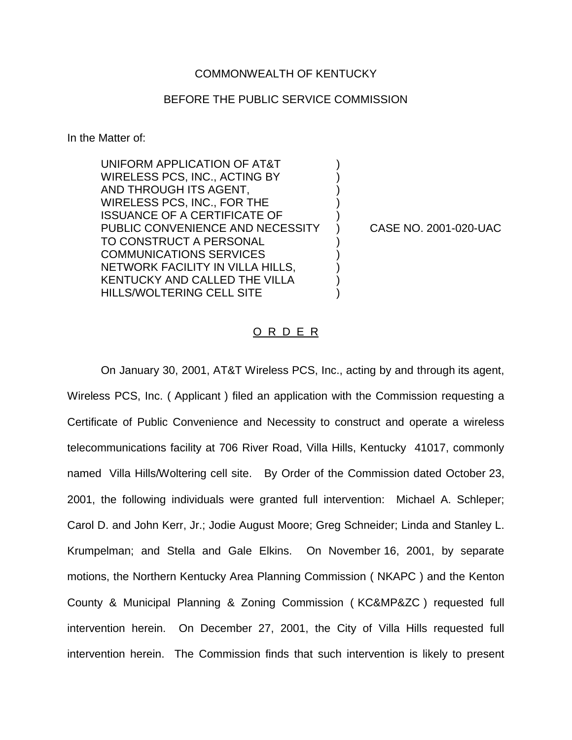COMMONWEALTH OF KENTUCKY

BEFORE THE PUBLIC SERVICE COMMISSION

In the Matter of:

UNIFORM APPLICATION OF AT&T WIRELESS PCS, INC., ACTING BY AND THROUGH ITS AGENT, WIRELESS PCS, INC., FOR THE ISSUANCE OF A CERTIFICATE OF PUBLIC CONVENIENCE AND NECESSITY TO CONSTRUCT A PERSONAL COMMUNICATIONS SERVICES NETWORK FACILITY IN VILLA HILLS, KENTUCKY AND CALLED THE VILLA HILLS/WOLTERING CELL SITE

CASE NO. 2001-020-UAC

O R D E R

On January 30, 2001, AT&T Wireless PCS, Inc., acting by and through its agent, Wireless PCS, Inc. ( Applicant ) filed an application with the Commission requesting a Certificate of Public Convenience and Necessity to construct and operate a wireless telecommunications facility at 706 River Road, Villa Hills, Kentucky 41017, commonly named Villa Hills/Woltering cell site. By Order of the Commission dated October 23, 2001, the following individuals were granted full intervention: Michael A. Schleper; Carol D. and John Kerr, Jr.; Jodie August Moore; Greg Schneider; Linda and Stanley L. Krumpelman; and Stella and Gale Elkins. On November 16, 2001, by separate motions, the Northern Kentucky Area Planning Commission ( NKAPC ) and the Kenton County & Municipal Planning & Zoning Commission ( KC&MP&ZC ) requested full intervention herein. On December 27, 2001, the City of Villa Hills requested full intervention herein. The Commission finds that such intervention is likely to present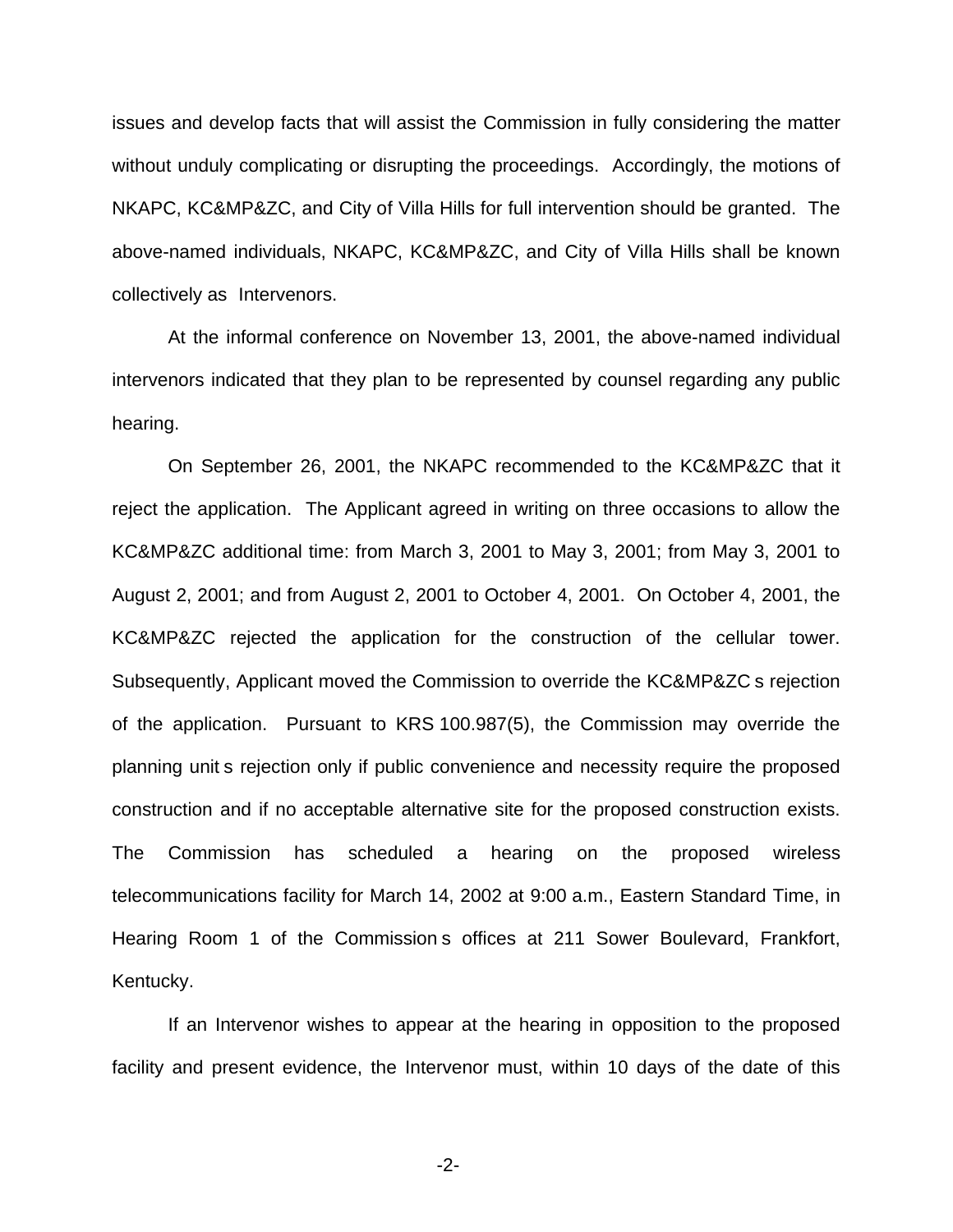issues and develop facts that will assist the Commission in fully considering the matter without unduly complicating or disrupting the proceedings. Accordingly, the motions of NKAPC, KC&MP&ZC, and City of Villa Hills for full intervention should be granted. The above-named individuals, NKAPC, KC&MP&ZC, and City of Villa Hills shall be known collectively as Intervenors.

At the informal conference on November 13, 2001, the above-named individual intervenors indicated that they plan to be represented by counsel regarding any public hearing.

On September 26, 2001, the NKAPC recommended to the KC&MP&ZC that it reject the application. The Applicant agreed in writing on three occasions to allow the KC&MP&ZC additional time: from March 3, 2001 to May 3, 2001; from May 3, 2001 to August 2, 2001; and from August 2, 2001 to October 4, 2001. On October 4, 2001, the KC&MP&ZC rejected the application for the construction of the cellular tower. Subsequently, Applicant moved the Commission to override the KC&MP&ZC s rejection of the application. Pursuant to KRS 100.987(5), the Commission may override the planning unit s rejection only if public convenience and necessity require the proposed construction and if no acceptable alternative site for the proposed construction exists. The Commission has scheduled a hearing on the proposed wireless telecommunications facility for March 14, 2002 at 9:00 a.m., Eastern Standard Time, in Hearing Room 1 of the Commission s offices at 211 Sower Boulevard, Frankfort, Kentucky.

If an Intervenor wishes to appear at the hearing in opposition to the proposed facility and present evidence, the Intervenor must, within 10 days of the date of this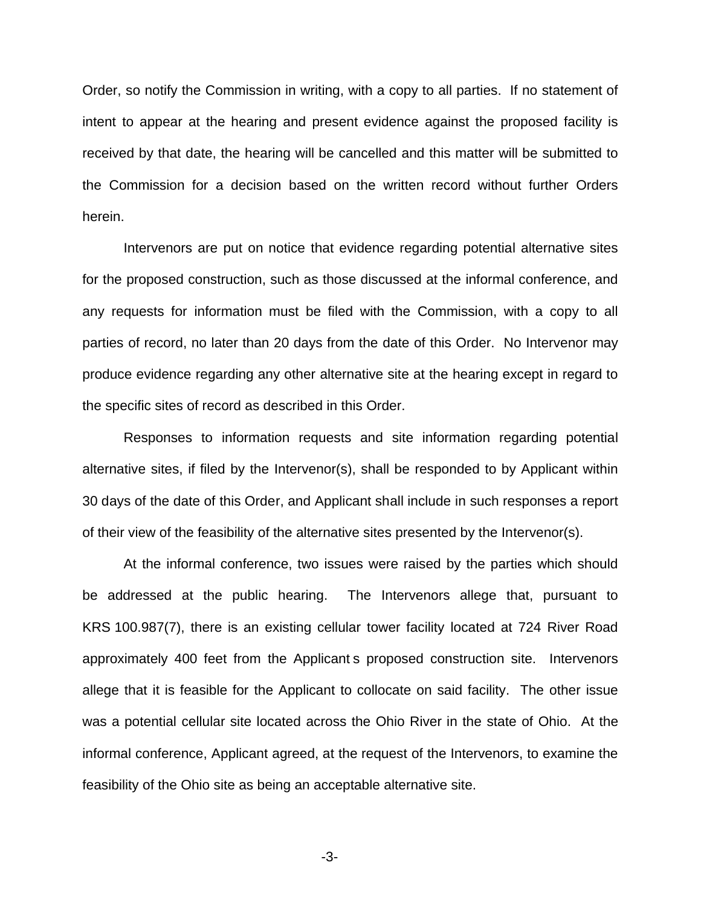Order, so notify the Commission in writing, with a copy to all parties. If no statement of intent to appear at the hearing and present evidence against the proposed facility is received by that date, the hearing will be cancelled and this matter will be submitted to the Commission for a decision based on the written record without further Orders herein.

Intervenors are put on notice that evidence regarding potential alternative sites for the proposed construction, such as those discussed at the informal conference, and any requests for information must be filed with the Commission, with a copy to all parties of record, no later than 20 days from the date of this Order. No Intervenor may produce evidence regarding any other alternative site at the hearing except in regard to the specific sites of record as described in this Order.

Responses to information requests and site information regarding potential alternative sites, if filed by the Intervenor(s), shall be responded to by Applicant within 30 days of the date of this Order, and Applicant shall include in such responses a report of their view of the feasibility of the alternative sites presented by the Intervenor(s).

At the informal conference, two issues were raised by the parties which should be addressed at the public hearing. The Intervenors allege that, pursuant to KRS 100.987(7), there is an existing cellular tower facility located at 724 River Road approximately 400 feet from the Applicant s proposed construction site. Intervenors allege that it is feasible for the Applicant to collocate on said facility. The other issue was a potential cellular site located across the Ohio River in the state of Ohio. At the informal conference, Applicant agreed, at the request of the Intervenors, to examine the feasibility of the Ohio site as being an acceptable alternative site.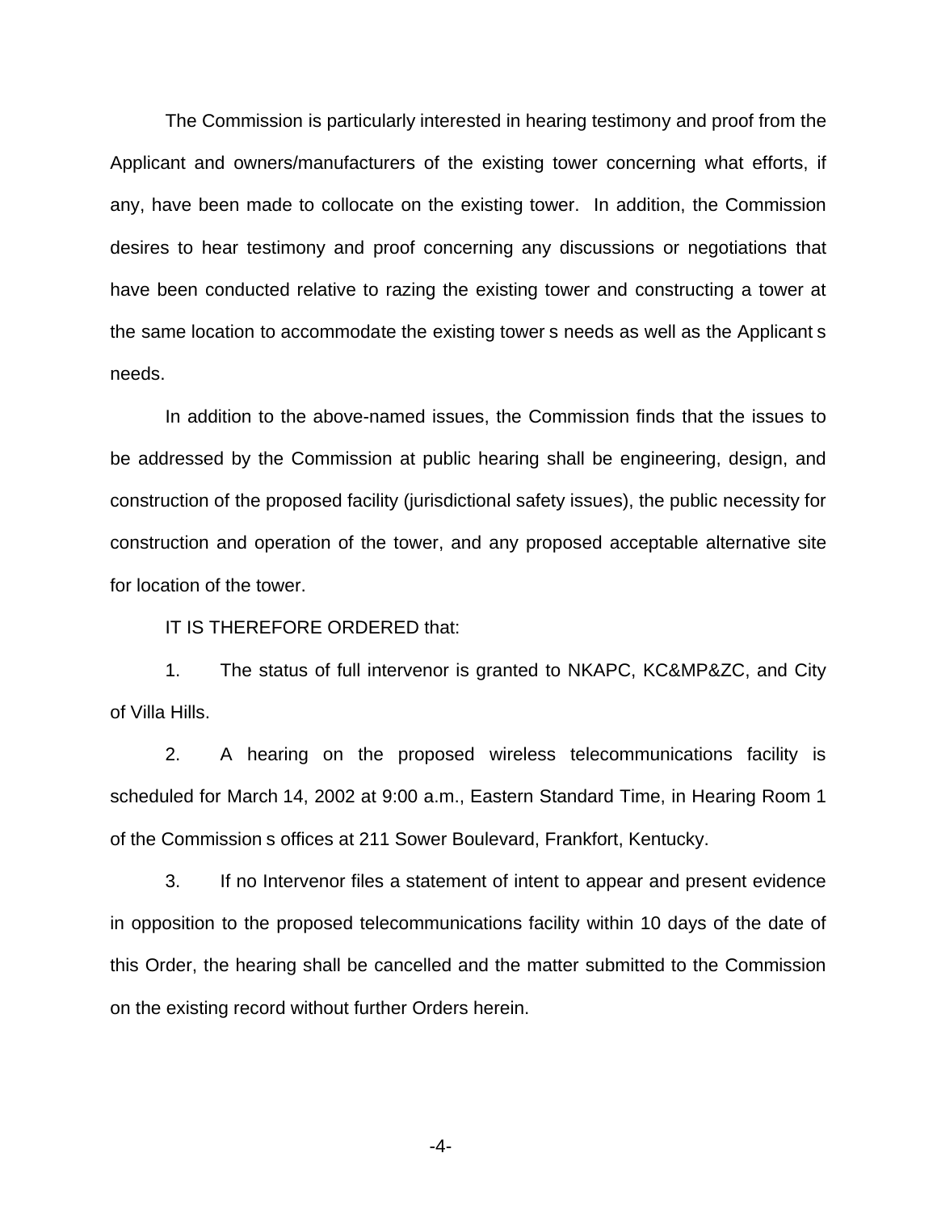The Commission is particularly interested in hearing testimony and proof from the Applicant and owners/manufacturers of the existing tower concerning what efforts, if any, have been made to collocate on the existing tower. In addition, the Commission desires to hear testimony and proof concerning any discussions or negotiations that have been conducted relative to razing the existing tower and constructing a tower at the same location to accommodate the existing tower s needs as well as the Applicant s needs.

In addition to the above-named issues, the Commission finds that the issues to be addressed by the Commission at public hearing shall be engineering, design, and construction of the proposed facility (jurisdictional safety issues), the public necessity for construction and operation of the tower, and any proposed acceptable alternative site for location of the tower.

IT IS THEREFORE ORDERED that:

1. The status of full intervenor is granted to NKAPC, KC&MP&ZC, and City of Villa Hills.

2. A hearing on the proposed wireless telecommunications facility is scheduled for March 14, 2002 at 9:00 a.m., Eastern Standard Time, in Hearing Room 1 of the Commission s offices at 211 Sower Boulevard, Frankfort, Kentucky.

3. If no Intervenor files a statement of intent to appear and present evidence in opposition to the proposed telecommunications facility within 10 days of the date of this Order, the hearing shall be cancelled and the matter submitted to the Commission on the existing record without further Orders herein.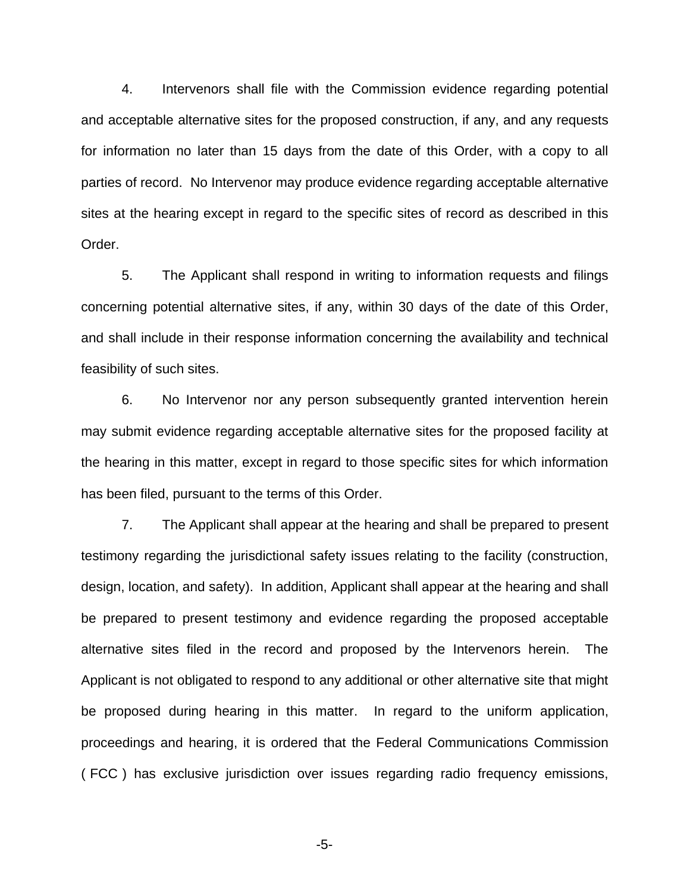4. Intervenors shall file with the Commission evidence regarding potential and acceptable alternative sites for the proposed construction, if any, and any requests for information no later than 15 days from the date of this Order, with a copy to all parties of record. No Intervenor may produce evidence regarding acceptable alternative sites at the hearing except in regard to the specific sites of record as described in this Order.

5. The Applicant shall respond in writing to information requests and filings concerning potential alternative sites, if any, within 30 days of the date of this Order, and shall include in their response information concerning the availability and technical feasibility of such sites.

6. No Intervenor nor any person subsequently granted intervention herein may submit evidence regarding acceptable alternative sites for the proposed facility at the hearing in this matter, except in regard to those specific sites for which information has been filed, pursuant to the terms of this Order.

7. The Applicant shall appear at the hearing and shall be prepared to present testimony regarding the jurisdictional safety issues relating to the facility (construction, design, location, and safety). In addition, Applicant shall appear at the hearing and shall be prepared to present testimony and evidence regarding the proposed acceptable alternative sites filed in the record and proposed by the Intervenors herein. The Applicant is not obligated to respond to any additional or other alternative site that might be proposed during hearing in this matter. In regard to the uniform application, proceedings and hearing, it is ordered that the Federal Communications Commission ( FCC ) has exclusive jurisdiction over issues regarding radio frequency emissions,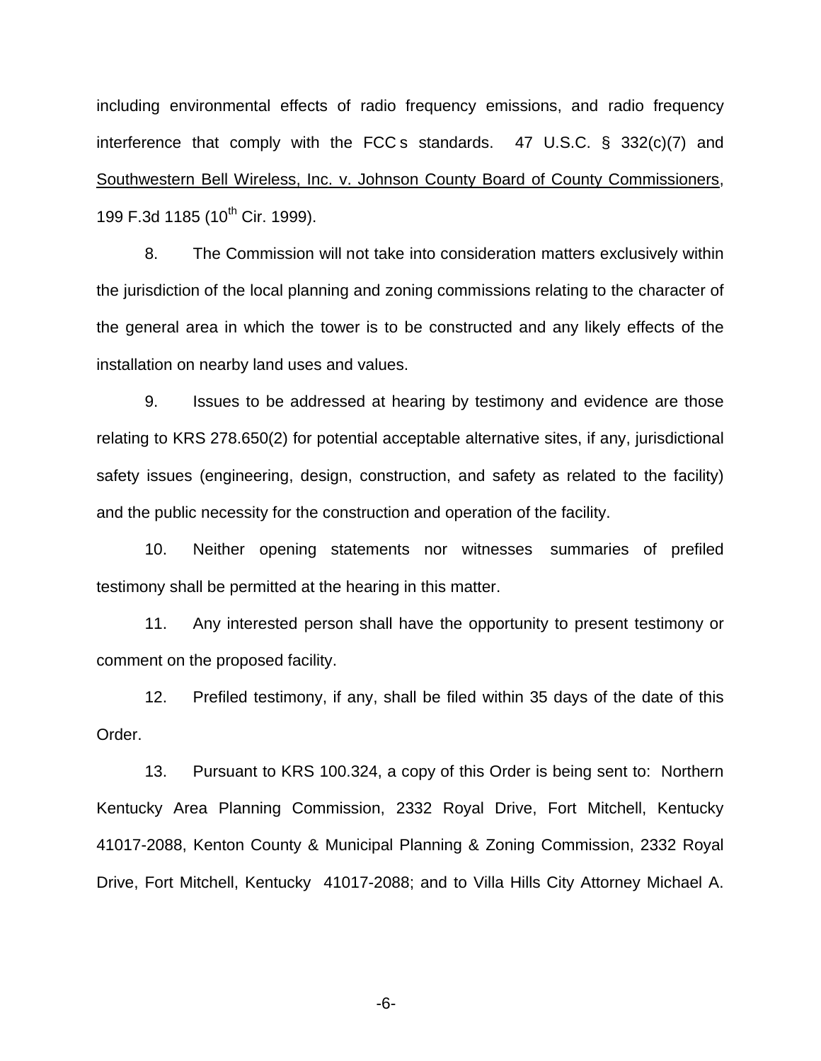including environmental effects of radio frequency emissions, and radio frequency interference that comply with the FCC s standards. 47 U.S.C. § 332(c)(7) and Southwestern Bell Wireless, Inc. v. Johnson County Board of County Commissioners, 199 F.3d 1185 (10th Cir. 1999).

8. The Commission will not take into consideration matters exclusively within the jurisdiction of the local planning and zoning commissions relating to the character of the general area in which the tower is to be constructed and any likely effects of the installation on nearby land uses and values.

9. Issues to be addressed at hearing by testimony and evidence are those relating to KRS 278.650(2) for potential acceptable alternative sites, if any, jurisdictional safety issues (engineering, design, construction, and safety as related to the facility) and the public necessity for the construction and operation of the facility.

10. Neither opening statements nor witnesses summaries of prefiled testimony shall be permitted at the hearing in this matter.

11. Any interested person shall have the opportunity to present testimony or comment on the proposed facility.

12. Prefiled testimony, if any, shall be filed within 35 days of the date of this Order.

13. Pursuant to KRS 100.324, a copy of this Order is being sent to: Northern Kentucky Area Planning Commission, 2332 Royal Drive, Fort Mitchell, Kentucky 41017-2088, Kenton County & Municipal Planning & Zoning Commission, 2332 Royal Drive, Fort Mitchell, Kentucky 41017-2088; and to Villa Hills City Attorney Michael A.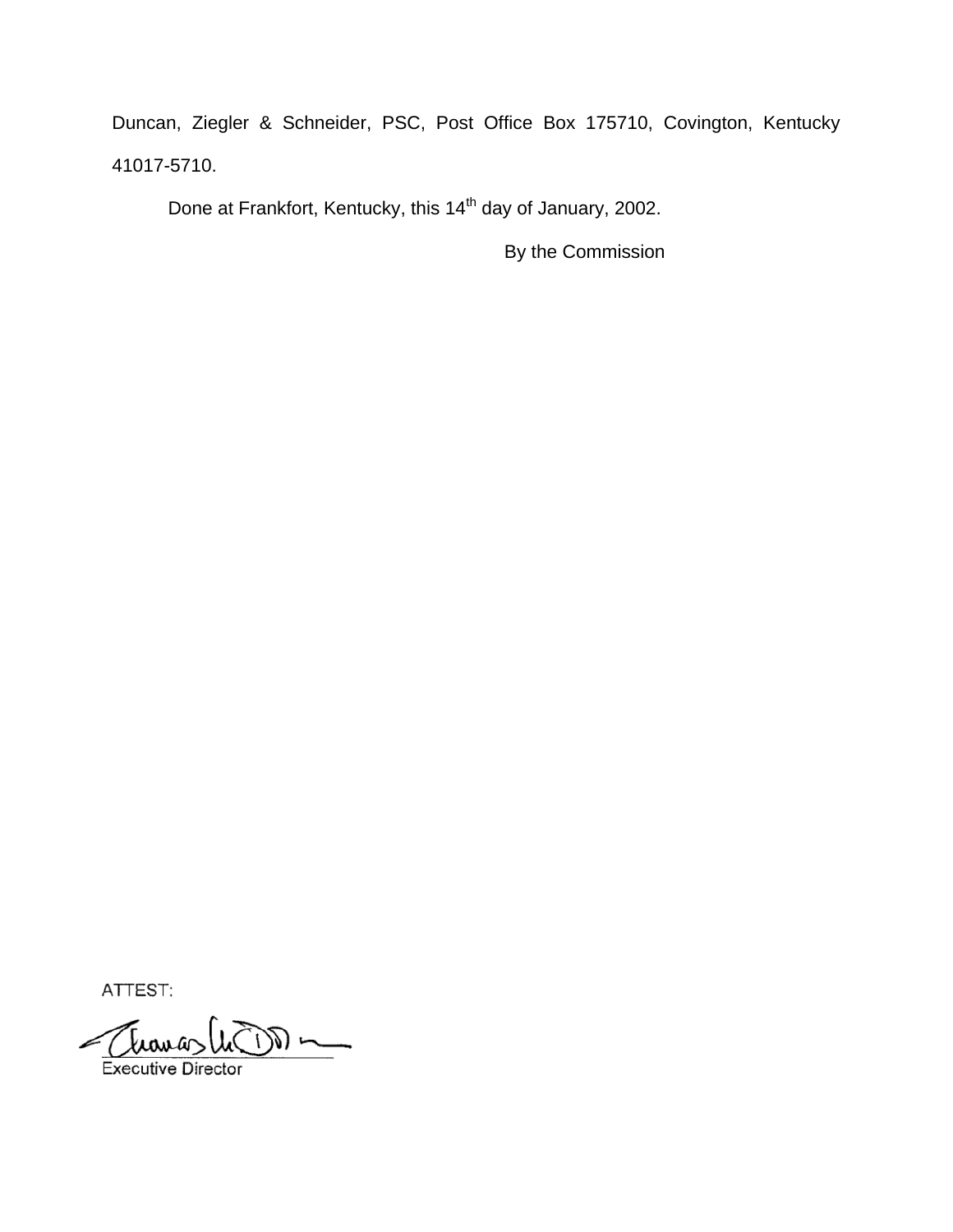Duncan, Ziegler & Schneider, PSC, Post Office Box 175710, Covington, Kentucky 41017-5710.

Done at Frankfort, Kentucky, this 14th day of January, 2002.

By the Commission

ATTEST:

Executive Director